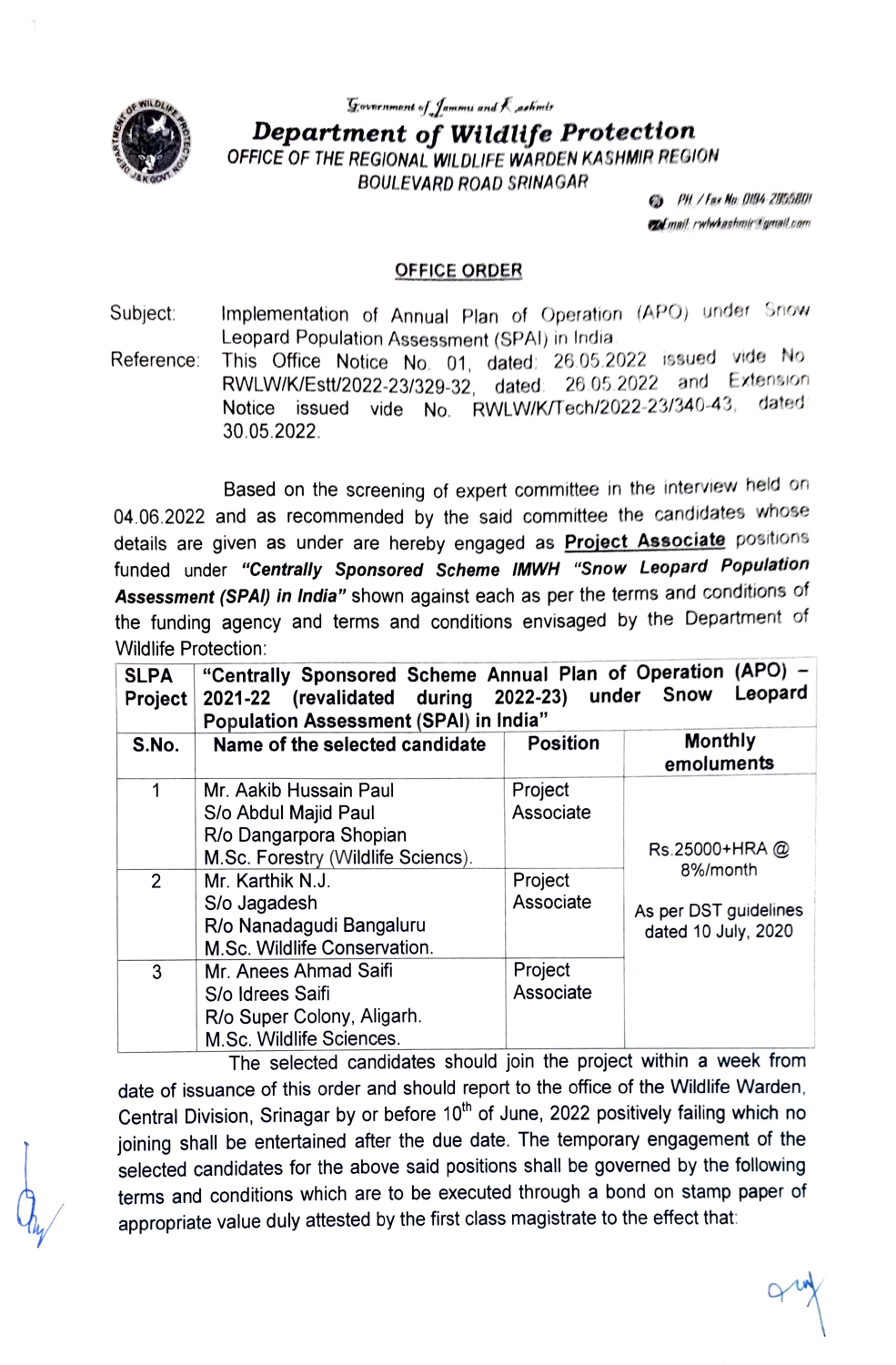Government of Jammu and Kashmir

# Department of Wildlife Protection

OFFICE OF THE REGIONAL WILDLIFE WARDEN KASHMIR REGION
BOULEVARD ROAD SRINAGAR

PH / Fax No: 0194-2955801
e-mail: rwlwkashmir@gmail.com

## OFFICE ORDER

Subject: Implementation of Annual Plan of Operation (APO) under Snow Leopard Population Assessment (SPAI) in India

Reference: This Office Notice No. 01, dated: 26.05.2022 issued vide No. RWLW/K/Estt/2022-23/329-32, dated: 26.05.2022 and Extension Notice issued vide No. RWLW/K/Tech/2022-23/340-43, dated 30.05.2022.

Based on the screening of expert committee in the interview held on 04.06.2022 and as recommended by the said committee the candidates whose details are given as under are hereby engaged as **Project Associate** positions funded under ***"Centrally Sponsored Scheme IMWH "Snow Leopard Population Assessment (SPAI) in India"*** shown against each as per the terms and conditions of the funding agency and terms and conditions envisaged by the Department of Wildlife Protection:

| **SLPA Project** | **"Centrally Sponsored Scheme Annual Plan of Operation (APO) – 2021-22 (revalidated during 2022-23) under Snow Leopard Population Assessment (SPAI) in India"** | | |
|---|---|---|---|
| **S.No.** | **Name of the selected candidate** | **Position** | **Monthly emoluments** |
| 1 | Mr. Aakib Hussain Paul<br>S/o Abdul Majid Paul<br>R/o Dangarpora Shopian<br>M.Sc. Forestry (Wildlife Sciencs). | Project Associate | Rs.25000+HRA @ 8%/month<br><br>As per DST guidelines dated 10 July, 2020 |
| 2 | Mr. Karthik N.J.<br>S/o Jagadesh<br>R/o Nanadagudi Bangaluru<br>M.Sc. Wildlife Conservation. | Project Associate | |
| 3 | Mr. Anees Ahmad Saifi<br>S/o Idrees Saifi<br>R/o Super Colony, Aligarh.<br>M.Sc. Wildlife Sciences. | Project Associate | |

The selected candidates should join the project within a week from date of issuance of this order and should report to the office of the Wildlife Warden, Central Division, Srinagar by or before 10th of June, 2022 positively failing which no joining shall be entertained after the due date. The temporary engagement of the selected candidates for the above said positions shall be governed by the following terms and conditions which are to be executed through a bond on stamp paper of appropriate value duly attested by the first class magistrate to the effect that: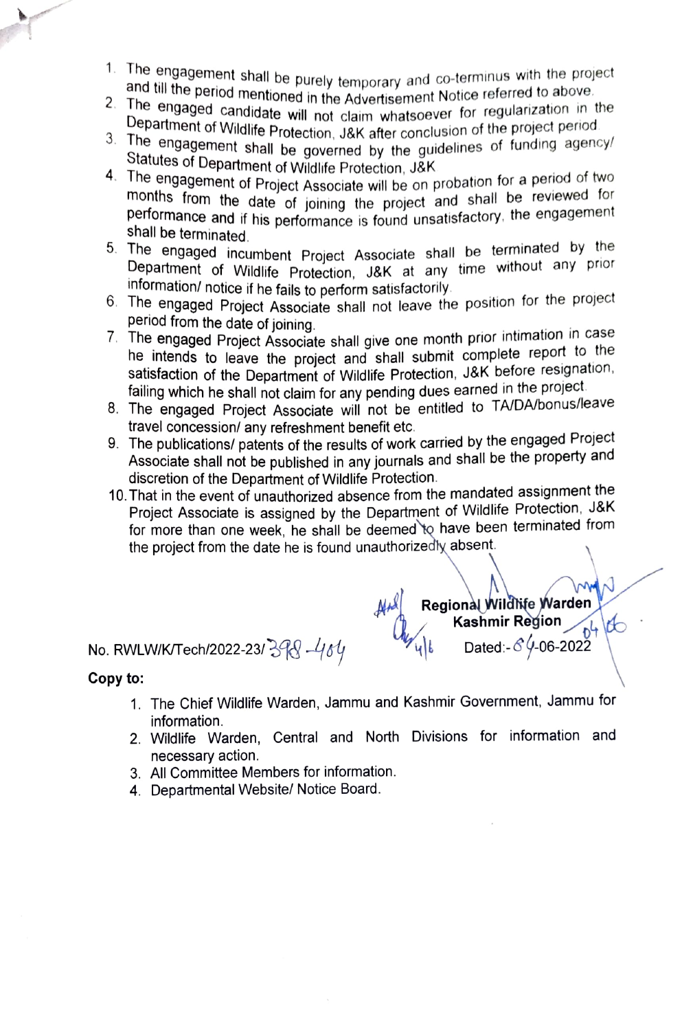1. The engagement shall be purely temporary and co-terminus with the project and till the period mentioned in the Advertisement Notice referred to above.
2. The engaged candidate will not claim whatsoever for regularization in the Department of Wildlife Protection, J&K after conclusion of the project period.
3. The engagement shall be governed by the guidelines of funding agency/ Statutes of Department of Wildlife Protection, J&K
4. The engagement of Project Associate will be on probation for a period of two months from the date of joining the project and shall be reviewed for performance and if his performance is found unsatisfactory, the engagement shall be terminated.
5. The engaged incumbent Project Associate shall be terminated by the Department of Wildlife Protection, J&K at any time without any prior information/ notice if he fails to perform satisfactorily.
6. The engaged Project Associate shall not leave the position for the project period from the date of joining.
7. The engaged Project Associate shall give one month prior intimation in case he intends to leave the project and shall submit complete report to the satisfaction of the Department of Wildlife Protection, J&K before resignation, failing which he shall not claim for any pending dues earned in the project.
8. The engaged Project Associate will not be entitled to TA/DA/bonus/leave travel concession/ any refreshment benefit etc.
9. The publications/ patents of the results of work carried by the engaged Project Associate shall not be published in any journals and shall be the property and discretion of the Department of Wildlife Protection.
10. That in the event of unauthorized absence from the mandated assignment the Project Associate is assigned by the Department of Wildlife Protection, J&K for more than one week, he shall be deemed to have been terminated from the project from the date he is found unauthorizedly absent.

**Regional Wildlife Warden**
**Kashmir Region**

No. RWLW/K/Tech/2022-23/398-404

Dated:- 04-06-2022

**Copy to:**

1. The Chief Wildlife Warden, Jammu and Kashmir Government, Jammu for information.
2. Wildlife Warden, Central and North Divisions for information and necessary action.
3. All Committee Members for information.
4. Departmental Website/ Notice Board.